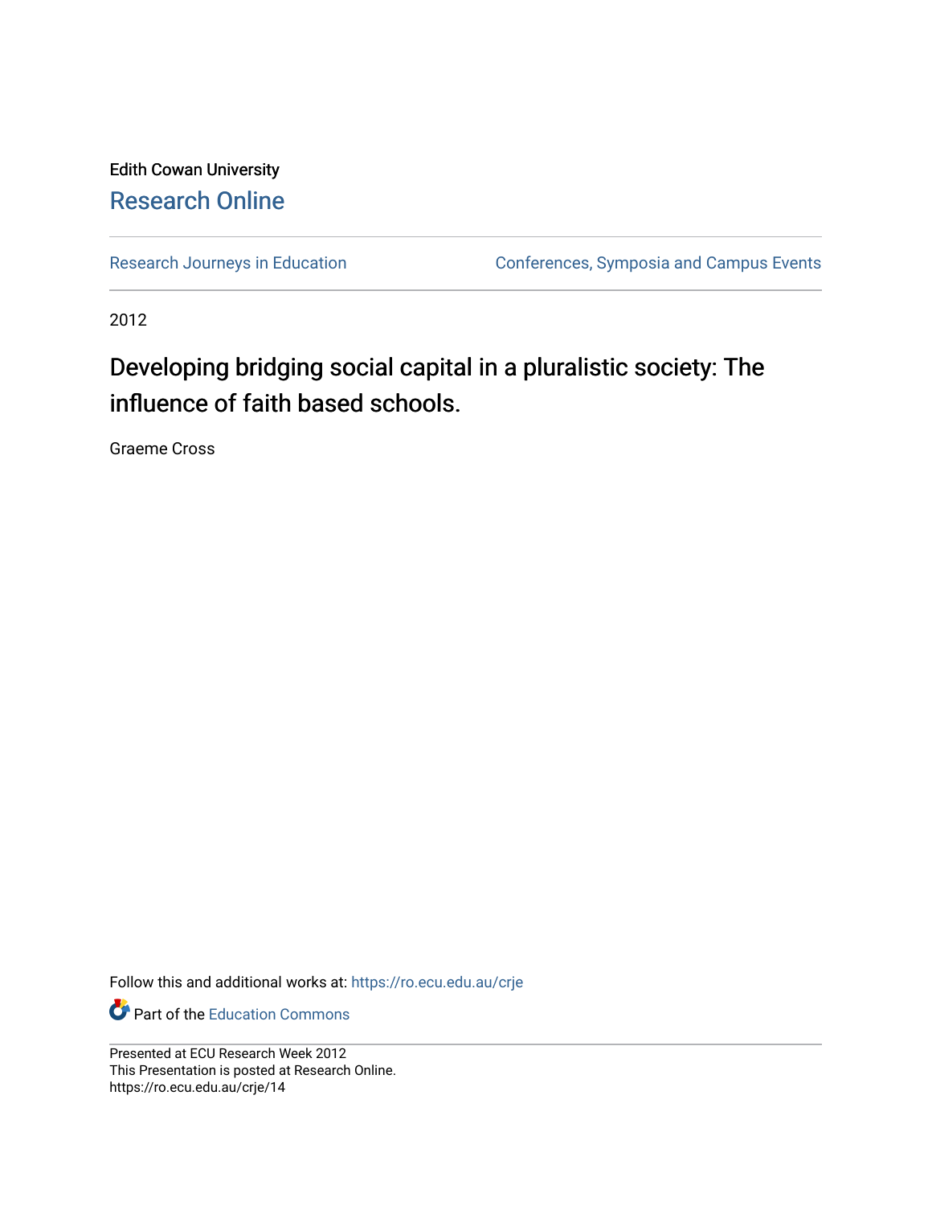Edith Cowan University

Research Online

Research Journeys in Education | Conferences, Symposia and Campus Events

2012

# Developing bridging social capital in a pluralistic society: The influence of faith based schools.

Graeme Cross

Follow this and additional works at: https://ro.ecu.edu.au/crje

Part of the Education Commons

Presented at ECU Research Week 2012
This Presentation is posted at Research Online.
https://ro.ecu.edu.au/crje/14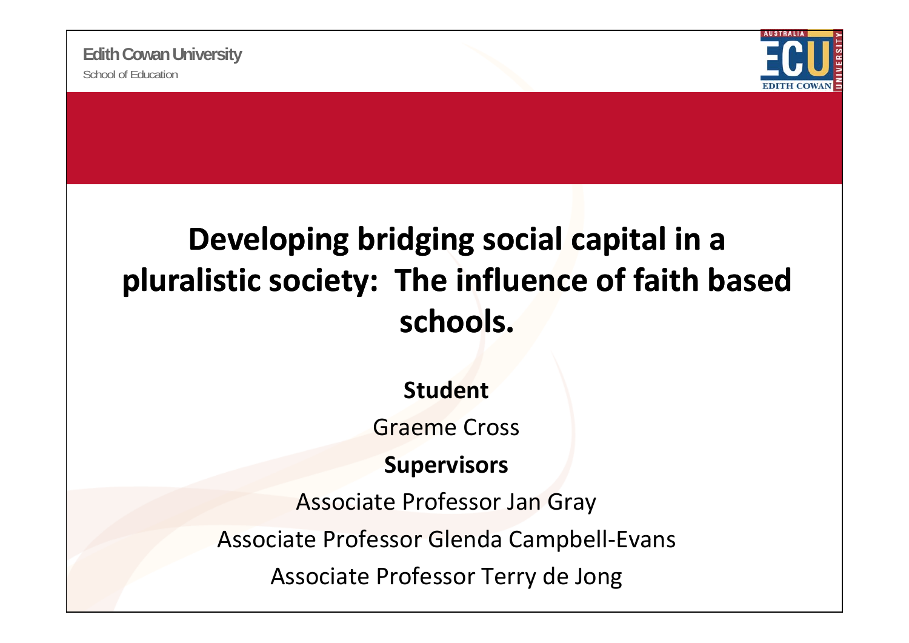Edith Cowan University

School of Education

# Developing bridging social capital in a pluralistic society: The influence of faith based schools.

**Student**

Graeme Cross

**Supervisors**

Associate Professor Jan Gray

Associate Professor Glenda Campbell-Evans

Associate Professor Terry de Jong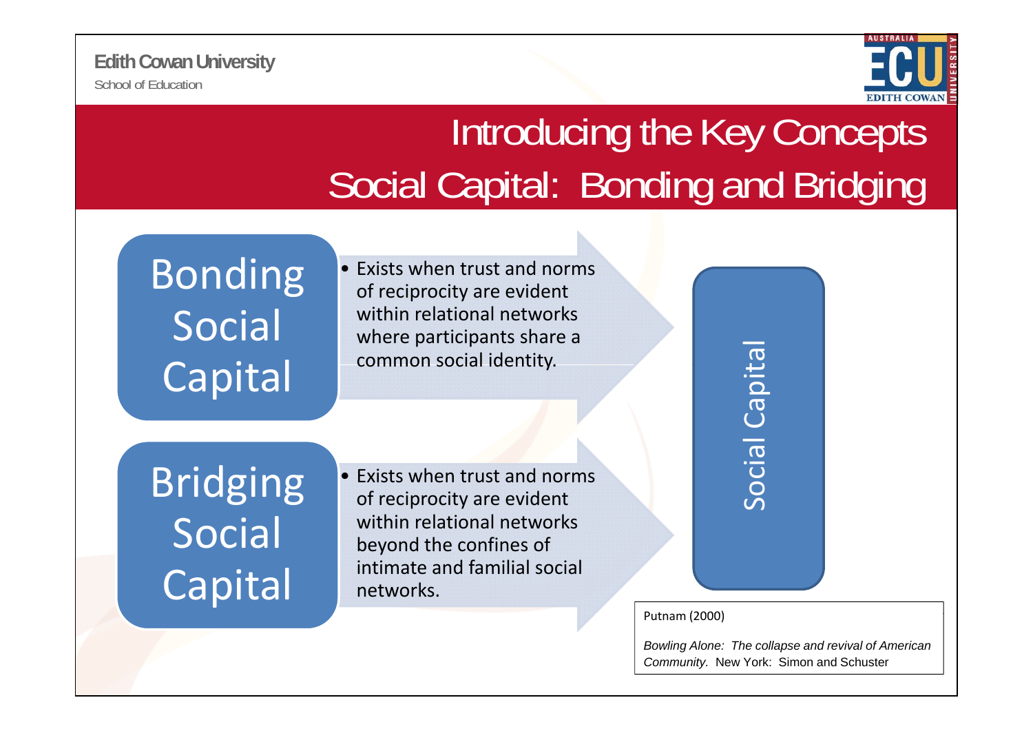# Introducing the Key Concepts
## Social Capital: Bonding and Bridging

**Bonding Social Capital**

- Exists when trust and norms of reciprocity are evident within relational networks where participants share a common social identity.

**Bridging Social Capital**

- Exists when trust and norms of reciprocity are evident within relational networks beyond the confines of intimate and familial social networks.

**Social Capital**

Putnam (2000)

*Bowling Alone: The collapse and revival of American Community.* New York: Simon and Schuster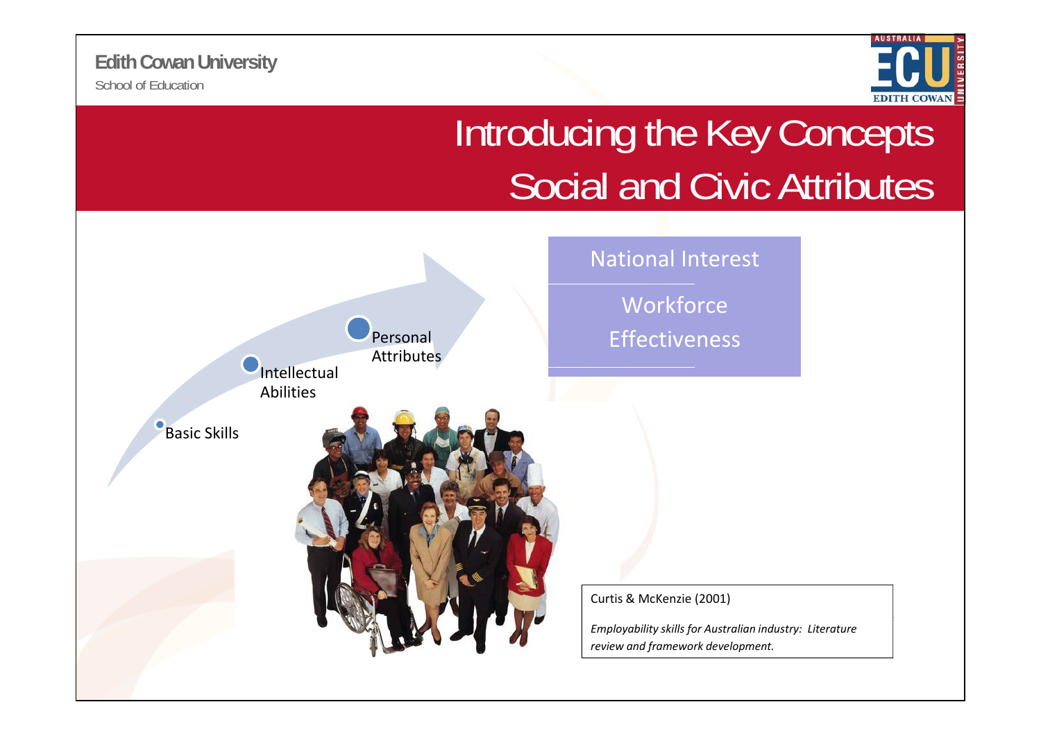# Introducing the Key Concepts
## Social and Civic Attributes

- Basic Skills
- Intellectual Abilities
- Personal Attributes

National Interest

Workforce Effectiveness

Curtis & McKenzie (2001)

*Employability skills for Australian industry: Literature review and framework development.*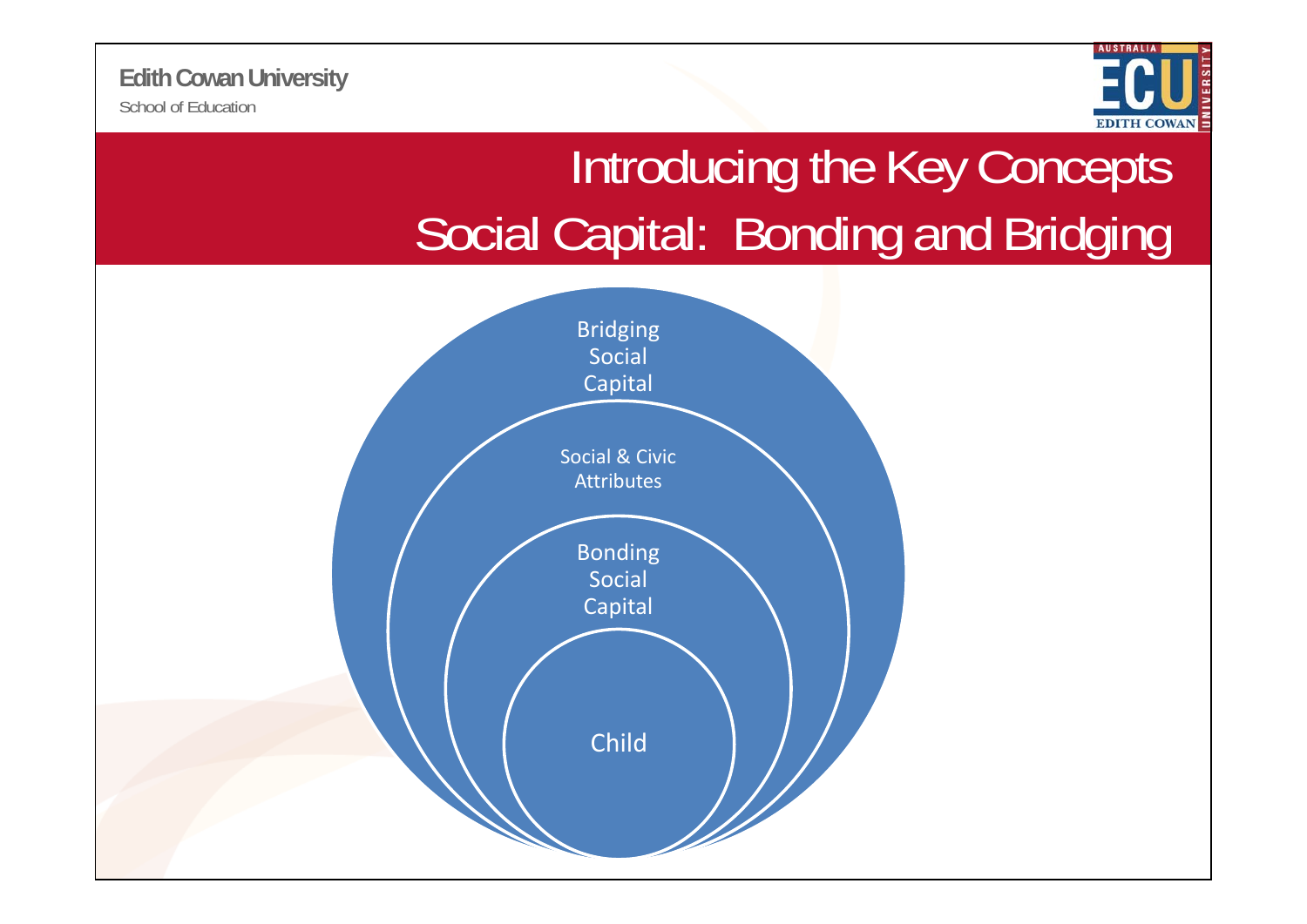# Introducing the Key Concepts

## Social Capital: Bonding and Bridging

- Bridging Social Capital
  - Social & Civic Attributes
    - Bonding Social Capital
      - Child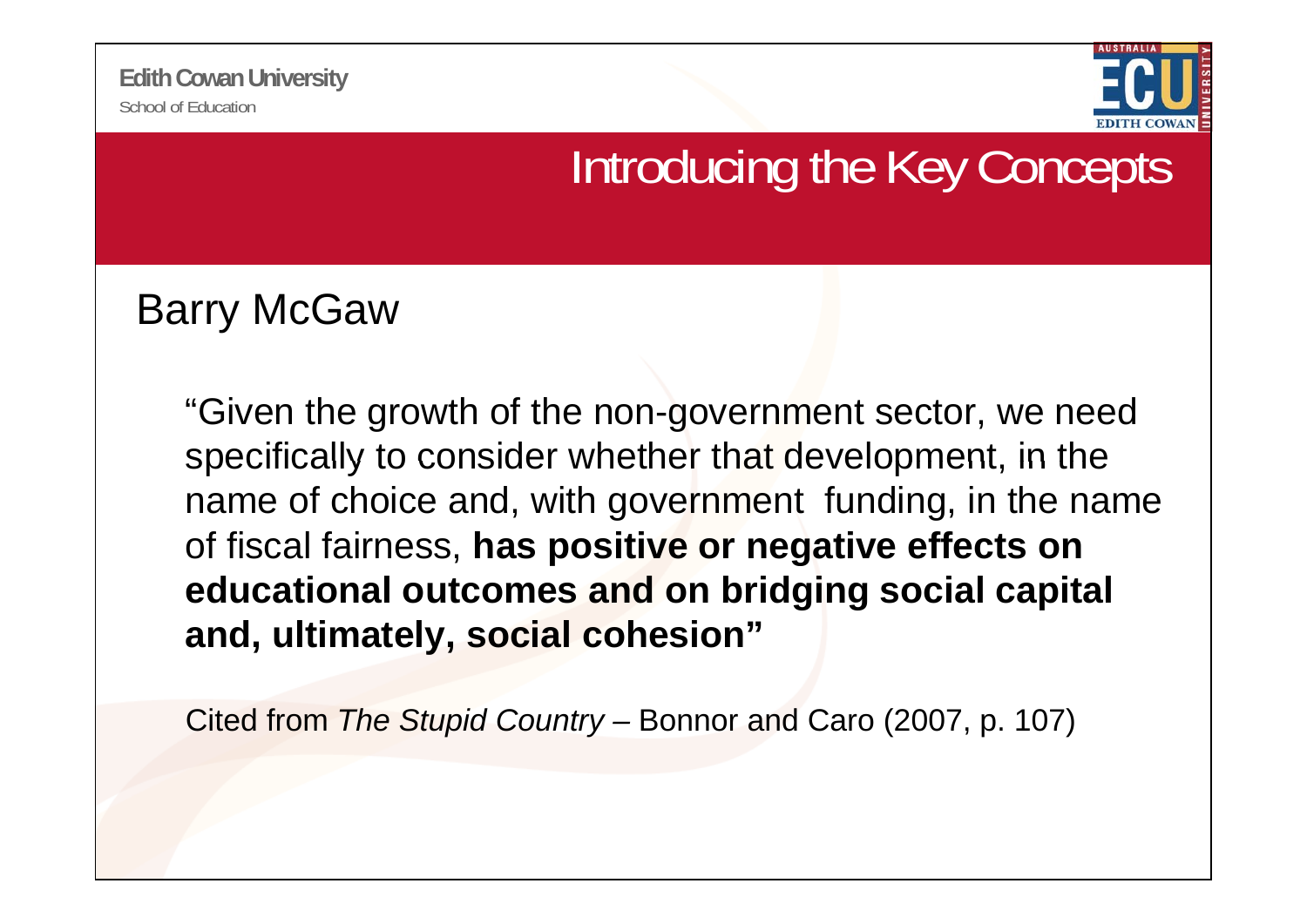# Introducing the Key Concepts

## Barry McGaw

"Given the growth of the non-government sector, we need specifically to consider whether that development, in the name of choice and, with government funding, in the name of fiscal fairness, **has positive or negative effects on educational outcomes and on bridging social capital and, ultimately, social cohesion"**

Cited from *The Stupid Country* – Bonnor and Caro (2007, p. 107)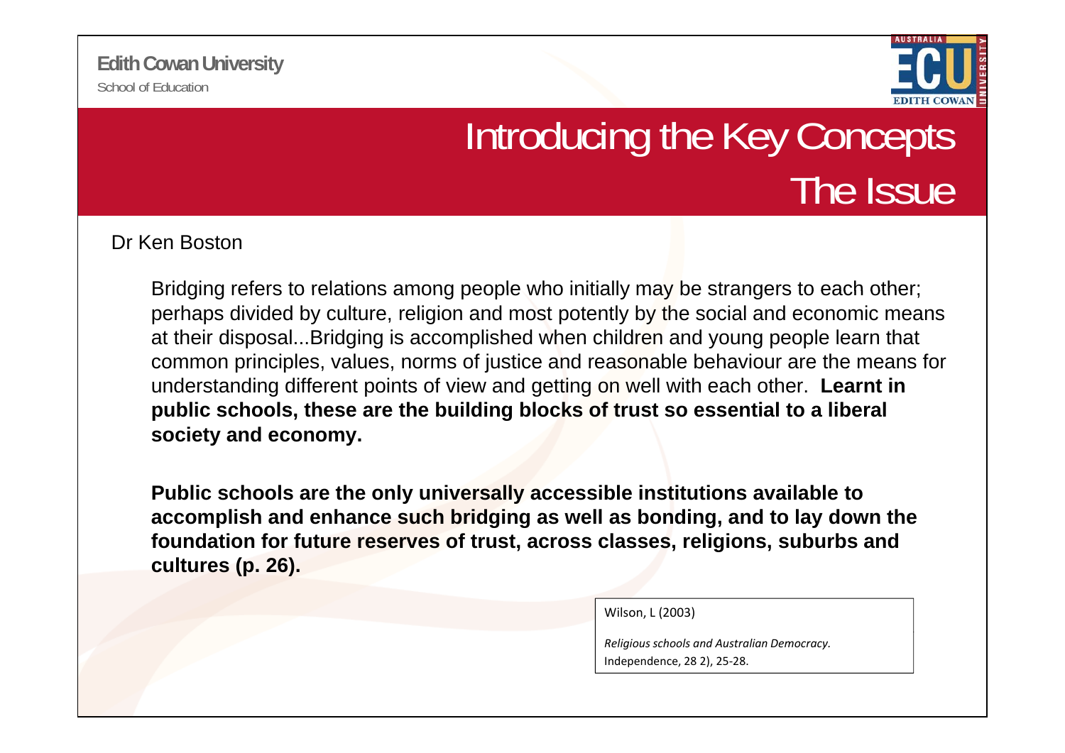# Introducing the Key Concepts
## The Issue

Dr Ken Boston

Bridging refers to relations among people who initially may be strangers to each other; perhaps divided by culture, religion and most potently by the social and economic means at their disposal...Bridging is accomplished when children and young people learn that common principles, values, norms of justice and reasonable behaviour are the means for understanding different points of view and getting on well with each other. **Learnt in public schools, these are the building blocks of trust so essential to a liberal society and economy.**

**Public schools are the only universally accessible institutions available to accomplish and enhance such bridging as well as bonding, and to lay down the foundation for future reserves of trust, across classes, religions, suburbs and cultures (p. 26).**

Wilson, L (2003)

*Religious schools and Australian Democracy.* Independence, 28 2), 25-28.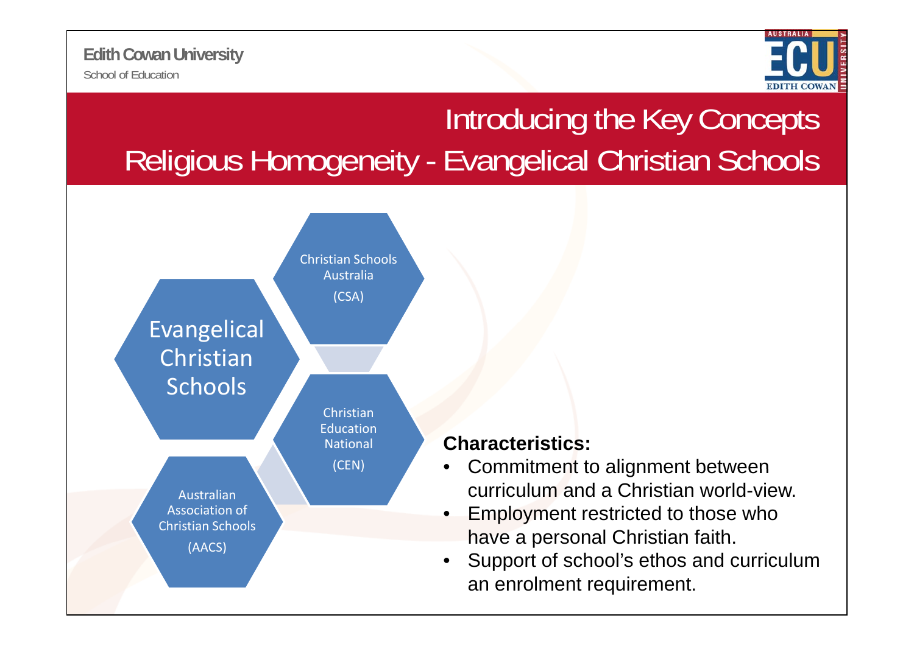# Introducing the Key Concepts

## Religious Homogeneity - Evangelical Christian Schools

Evangelical Christian Schools

Christian Schools Australia (CSA)

Christian Education National (CEN)

Australian Association of Christian Schools (AACS)

**Characteristics:**

- Commitment to alignment between curriculum and a Christian world-view.
- Employment restricted to those who have a personal Christian faith.
- Support of school's ethos and curriculum an enrolment requirement.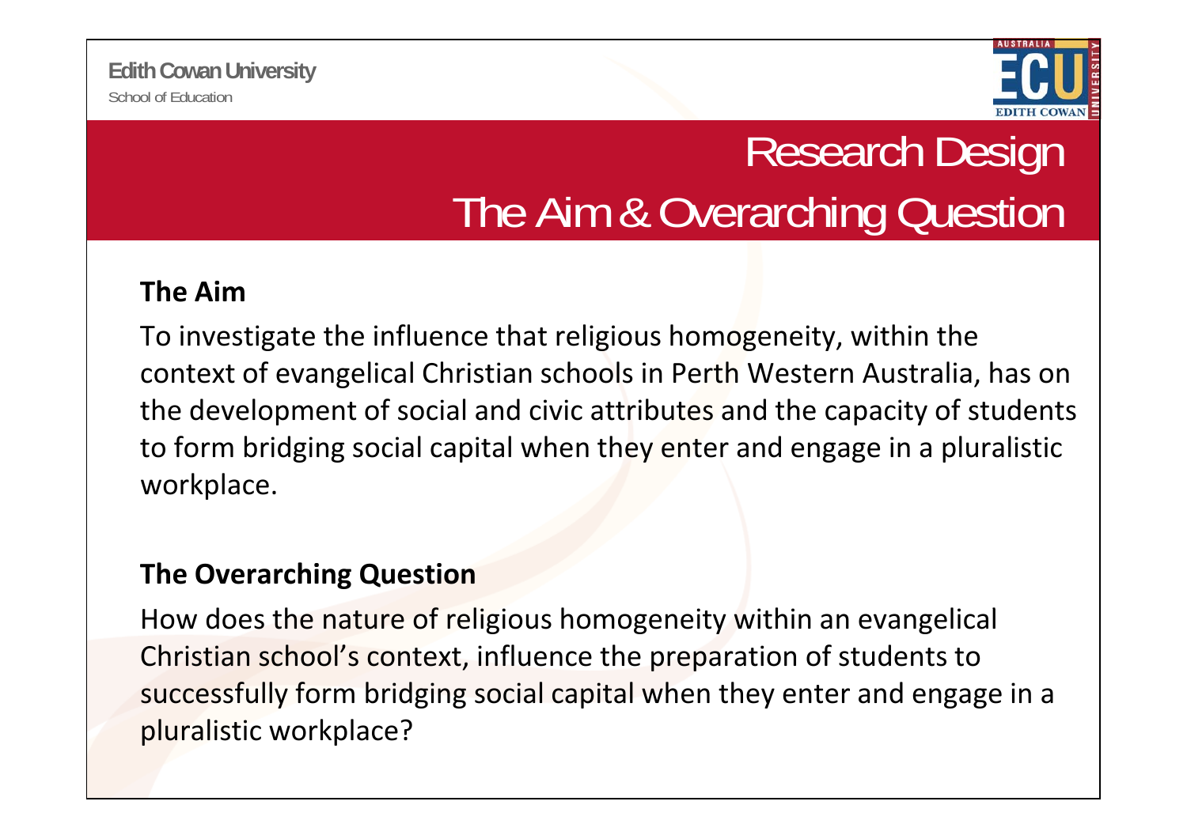# Research Design
## The Aim & Overarching Question

**The Aim**

To investigate the influence that religious homogeneity, within the context of evangelical Christian schools in Perth Western Australia, has on the development of social and civic attributes and the capacity of students to form bridging social capital when they enter and engage in a pluralistic workplace.

**The Overarching Question**

How does the nature of religious homogeneity within an evangelical Christian school's context, influence the preparation of students to successfully form bridging social capital when they enter and engage in a pluralistic workplace?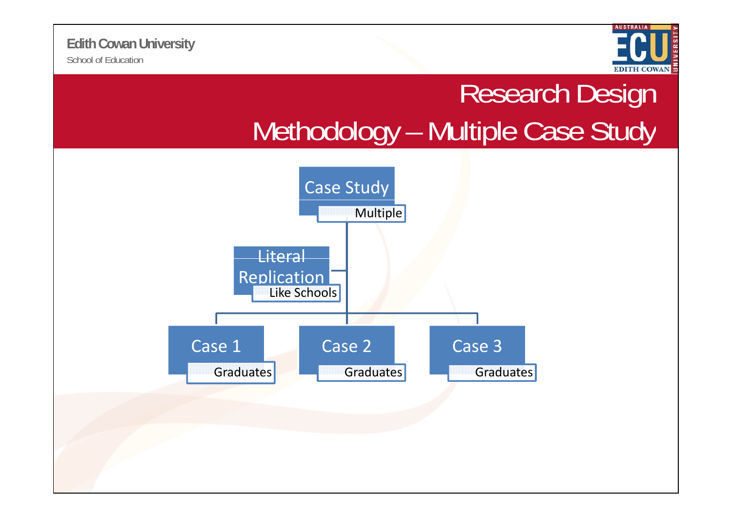Edith Cowan University

School of Education

# Research Design

## Methodology – Multiple Case Study

- Case Study
  - Multiple
- Literal Replication
  - Like Schools
- Case 1
  - Graduates
- Case 2
  - Graduates
- Case 3
  - Graduates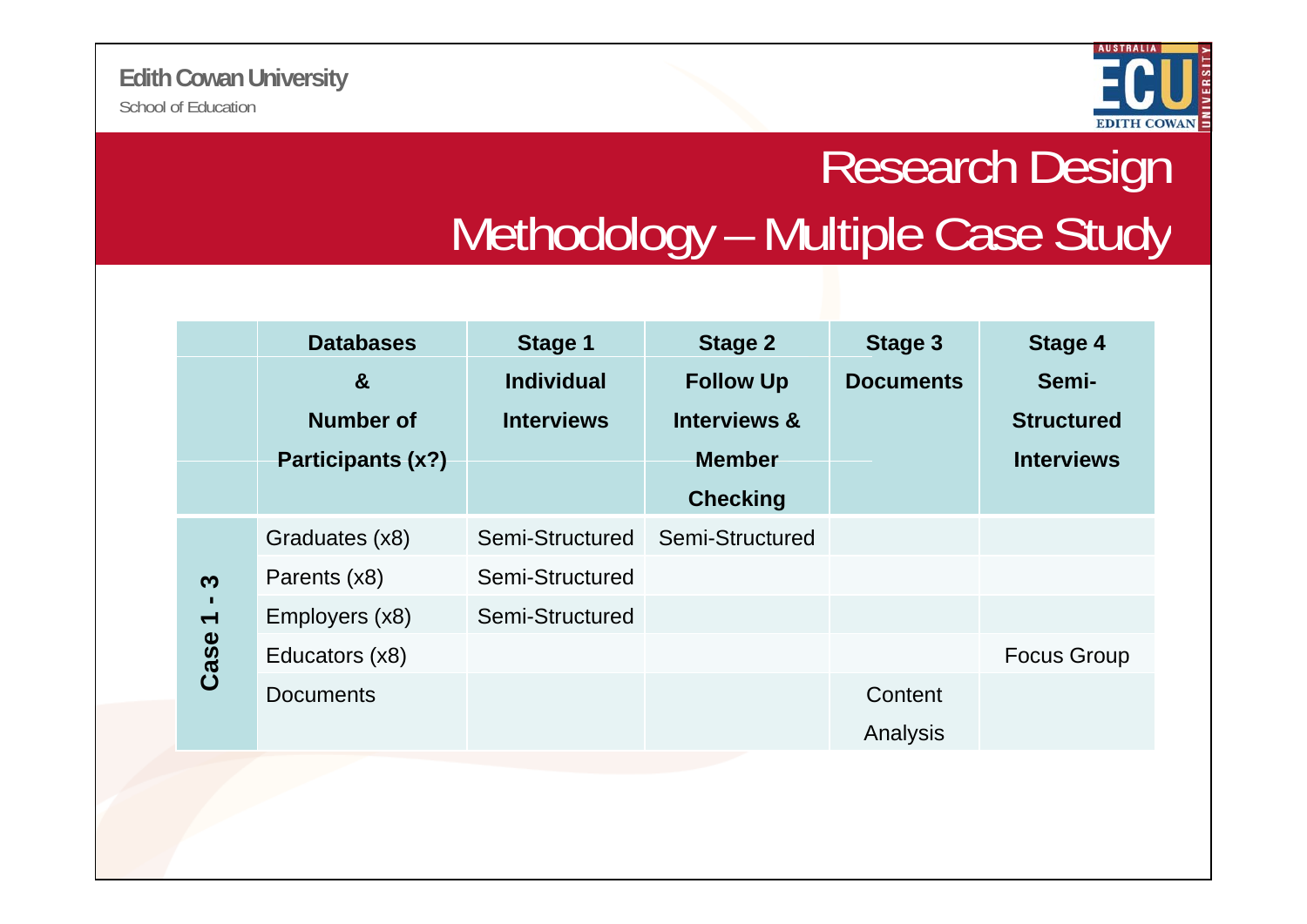# Research Design

## Methodology – Multiple Case Study

| | Databases & Number of Participants (x?) | Stage 1 Individual Interviews | Stage 2 Follow Up Interviews & Member Checking | Stage 3 Documents | Stage 4 Semi-Structured Interviews |
|---|---|---|---|---|---|
| Case 1 - 3 | Graduates (x8) | Semi-Structured | Semi-Structured | | |
| | Parents (x8) | Semi-Structured | | | |
| | Employers (x8) | Semi-Structured | | | |
| | Educators (x8) | | | | Focus Group |
| | Documents | | | Content Analysis | |